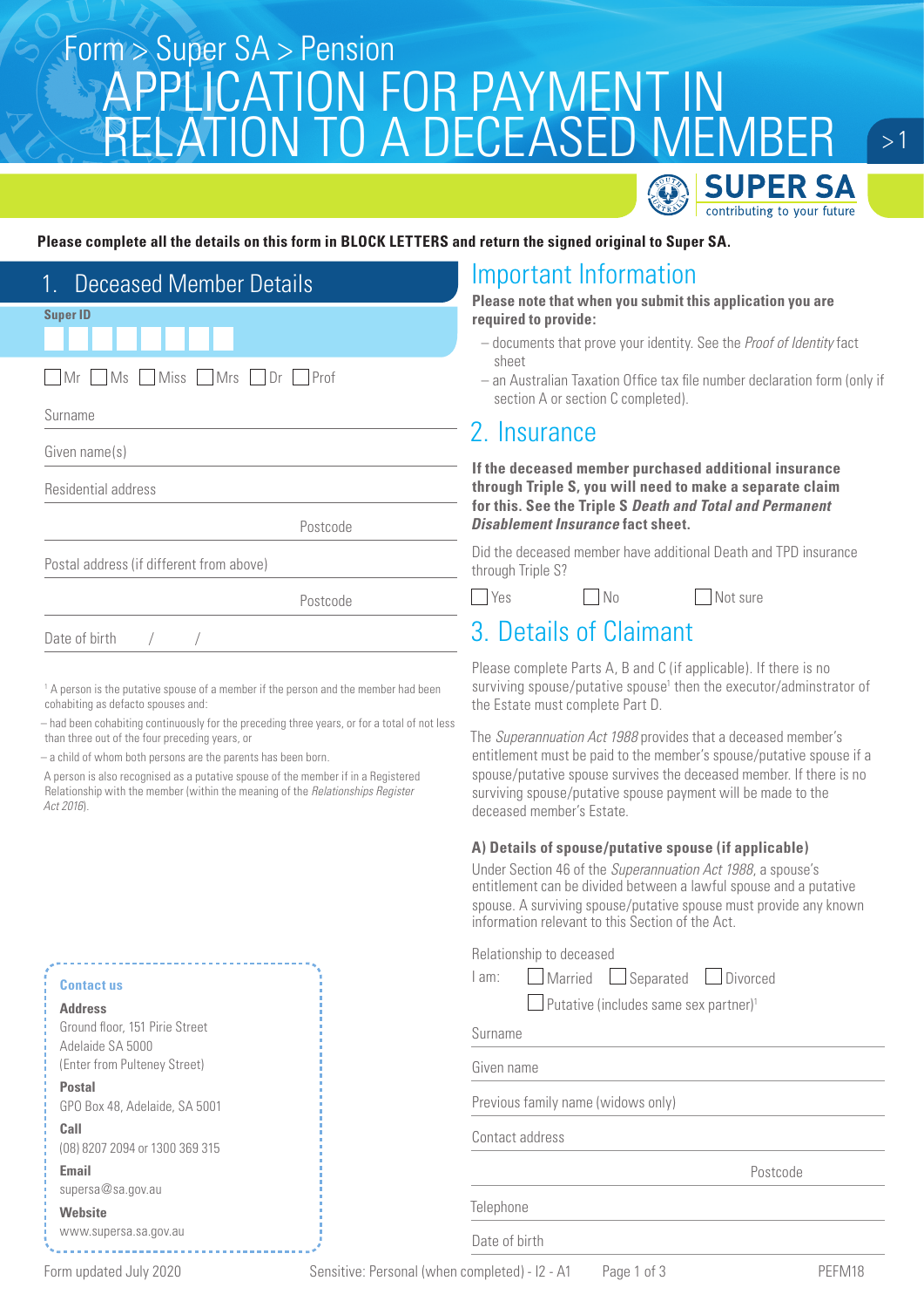Form > Super SA > Pension

# APPLICATION FOR PAYMENT IN RELATION TO A DECEASED MEMBER

**Please complete all the details on this form in BLOCK LETTERS and return the signed original to Super SA.**

## 1. Deceased Member Details

**Super ID**

☐ Mr ☐ Ms ☐ Miss ☐ Mrs ☐ Dr ☐ Prof

Surname

Given name(s)

Residential address

Postcode

Postal address (if different from above)

Postcode

Date of birth / /

[1] A person is the putative spouse of a member if the person and the member had been cohabiting as defacto spouses and:

– had been cohabiting continuously for the preceding three years, or for a total of not less than three out of the four preceding years, or

– a child of whom both persons are the parents has been born.

A person is also recognised as a putative spouse of the member if in a Registered Relationship with the member (within the meaning of the *Relationships Register Act 2016*).

**Contact us**

**Address**
Ground floor, 151 Pirie Street
Adelaide SA 5000
(Enter from Pulteney Street)

**Postal**
GPO Box 48, Adelaide, SA 5001

**Call**
(08) 8207 2094 or 1300 369 315

**Email**
supersa@sa.gov.au

**Website**
www.supersa.sa.gov.au

## Important Information

**Please note that when you submit this application you are required to provide:**

- documents that prove your identity. See the *Proof of Identity* fact sheet
- an Australian Taxation Office tax file number declaration form (only if section A or section C completed).

## 2. Insurance

**If the deceased member purchased additional insurance through Triple S, you will need to make a separate claim for this. See the Triple S *Death and Total and Permanent Disablement Insurance* fact sheet.**

Did the deceased member have additional Death and TPD insurance through Triple S?

☐ Yes ☐ No ☐ Not sure

## 3. Details of Claimant

Please complete Parts A, B and C (if applicable). If there is no surviving spouse/putative spouse[1] then the executor/adminstrator of the Estate must complete Part D.

The *Superannuation Act 1988* provides that a deceased member's entitlement must be paid to the member's spouse/putative spouse if a spouse/putative spouse survives the deceased member. If there is no surviving spouse/putative spouse payment will be made to the deceased member's Estate.

### A) Details of spouse/putative spouse (if applicable)

Under Section 46 of the *Superannuation Act 1988*, a spouse's entitlement can be divided between a lawful spouse and a putative spouse. A surviving spouse/putative spouse must provide any known information relevant to this Section of the Act.

Relationship to deceased

I am: ☐ Married ☐ Separated ☐ Divorced

☐ Putative (includes same sex partner)[1]

Surname

Given name

Previous family name (widows only)

Contact address

Postcode

Telephone

Date of birth

Form updated July 2020 Sensitive: Personal (when completed) - I2 - A1 PEFM18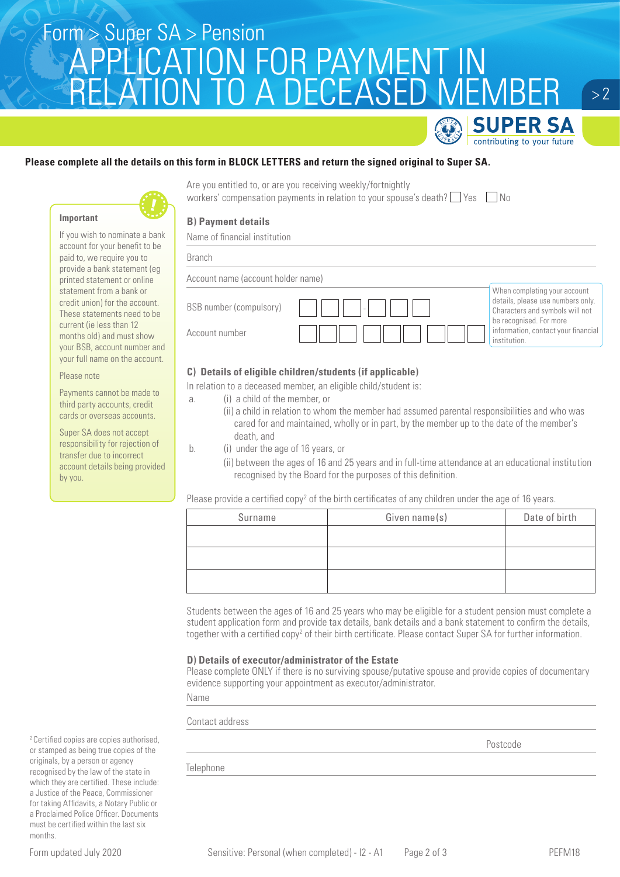# Form > Super SA > Pension
# APPLICATION FOR PAYMENT IN RELATION TO A DECEASED MEMBER

SUPER SA
contributing to your future

**Please complete all the details on this form in BLOCK LETTERS and return the signed original to Super SA.**

Are you entitled to, or are you receiving weekly/fortnightly workers' compensation payments in relation to your spouse's death? ☐ Yes ☐ No

**Important**

If you wish to nominate a bank account for your benefit to be paid to, we require you to provide a bank statement (eg printed statement or online statement from a bank or credit union) for the account. These statements need to be current (ie less than 12 months old) and must show your BSB, account number and your full name on the account.

Please note

Payments cannot be made to third party accounts, credit cards or overseas accounts.

Super SA does not accept responsibility for rejection of transfer due to incorrect account details being provided by you.

### B) Payment details

Name of financial institution

Branch

Account name (account holder name)

BSB number (compulsory) ☐☐☐-☐☐☐

Account number ☐☐☐ ☐☐☐ ☐☐☐

When completing your account details, please use numbers only. Characters and symbols will not be recognised. For more information, contact your financial institution.

### C) Details of eligible children/students (if applicable)

In relation to a deceased member, an eligible child/student is:

a. (i) a child of the member, or
   (ii) a child in relation to whom the member had assumed parental responsibilities and who was cared for and maintained, wholly or in part, by the member up to the date of the member's death, and

b. (i) under the age of 16 years, or
   (ii) between the ages of 16 and 25 years and in full-time attendance at an educational institution recognised by the Board for the purposes of this definition.

Please provide a certified copy[2] of the birth certificates of any children under the age of 16 years.

| Surname | Given name(s) | Date of birth |
|---|---|---|
| | | |
| | | |
| | | |

Students between the ages of 16 and 25 years who may be eligible for a student pension must complete a student application form and provide tax details, bank details and a bank statement to confirm the details, together with a certified copy[2] of their birth certificate. Please contact Super SA for further information.

### D) Details of executor/administrator of the Estate

Please complete ONLY if there is no surviving spouse/putative spouse and provide copies of documentary evidence supporting your appointment as executor/administrator.

Name

Contact address

Postcode

Telephone

[2] Certified copies are copies authorised, or stamped as being true copies of the originals, by a person or agency recognised by the law of the state in which they are certified. These include: a Justice of the Peace, Commissioner for taking Affidavits, a Notary Public or a Proclaimed Police Officer. Documents must be certified within the last six months.

Form updated July 2020

Sensitive: Personal (when completed) - I2 - A1

PEFM18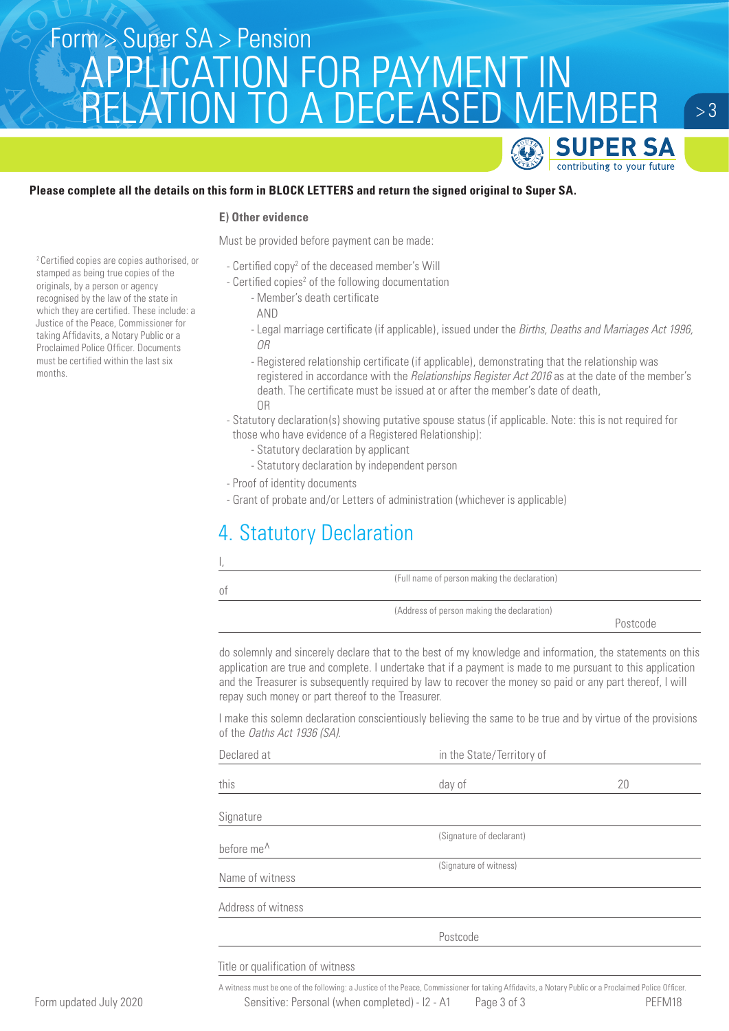Form > Super SA > Pension

# APPLICATION FOR PAYMENT IN RELATION TO A DECEASED MEMBER

**Please complete all the details on this form in BLOCK LETTERS and return the signed original to Super SA.**

### E) Other evidence

Must be provided before payment can be made:

- Certified copy[2] of the deceased member's Will
- Certified copies[2] of the following documentation
  - Member's death certificate
    AND
  - Legal marriage certificate (if applicable), issued under the *Births, Deaths and Marriages Act 1996, OR*
  - Registered relationship certificate (if applicable), demonstrating that the relationship was registered in accordance with the *Relationships Register Act 2016* as at the date of the member's death. The certificate must be issued at or after the member's date of death,
    OR
- Statutory declaration(s) showing putative spouse status (if applicable. Note: this is not required for those who have evidence of a Registered Relationship):
  - Statutory declaration by applicant
  - Statutory declaration by independent person
- Proof of identity documents
- Grant of probate and/or Letters of administration (whichever is applicable)

[2] Certified copies are copies authorised, or stamped as being true copies of the originals, by a person or agency recognised by the law of the state in which they are certified. These include: a Justice of the Peace, Commissioner for taking Affidavits, a Notary Public or a Proclaimed Police Officer. Documents must be certified within the last six months.

## 4. Statutory Declaration

I, \_\_\_\_\_\_\_\_\_\_\_\_\_\_\_\_\_\_\_\_\_\_\_\_\_\_\_\_\_\_\_\_\_\_\_\_\_\_\_\_
(Full name of person making the declaration)

of \_\_\_\_\_\_\_\_\_\_\_\_\_\_\_\_\_\_\_\_\_\_\_\_\_\_\_\_\_\_\_\_\_\_\_\_\_\_\_\_
(Address of person making the declaration)

Postcode \_\_\_\_\_\_\_\_

do solemnly and sincerely declare that to the best of my knowledge and information, the statements on this application are true and complete. I undertake that if a payment is made to me pursuant to this application and the Treasurer is subsequently required by law to recover the money so paid or any part thereof, I will repay such money or part thereof to the Treasurer.

I make this solemn declaration conscientiously believing the same to be true and by virtue of the provisions of the *Oaths Act 1936 (SA).*

Declared at \_\_\_\_\_\_\_\_\_\_\_\_\_\_\_\_ in the State/Territory of \_\_\_\_\_\_\_\_\_\_\_\_\_\_\_\_

this \_\_\_\_\_\_\_\_ day of \_\_\_\_\_\_\_\_\_\_\_\_\_\_\_\_ 20 \_\_\_\_

Signature \_\_\_\_\_\_\_\_\_\_\_\_\_\_\_\_\_\_\_\_\_\_\_\_\_\_\_\_\_\_\_\_
(Signature of declarant)

before me^ \_\_\_\_\_\_\_\_\_\_\_\_\_\_\_\_\_\_\_\_\_\_\_\_\_\_\_\_\_\_\_\_
(Signature of witness)

Name of witness \_\_\_\_\_\_\_\_\_\_\_\_\_\_\_\_\_\_\_\_\_\_\_\_\_\_\_\_\_\_\_\_

Address of witness \_\_\_\_\_\_\_\_\_\_\_\_\_\_\_\_\_\_\_\_\_\_\_\_\_\_\_\_\_\_\_\_

Postcode \_\_\_\_\_\_\_\_

Title or qualification of witness \_\_\_\_\_\_\_\_\_\_\_\_\_\_\_\_\_\_\_\_\_\_\_\_\_\_\_\_\_\_\_\_

A witness must be one of the following: a Justice of the Peace, Commissioner for taking Affidavits, a Notary Public or a Proclaimed Police Officer.

Form updated July 2020 Sensitive: Personal (when completed) - I2 - A1 PEFM18